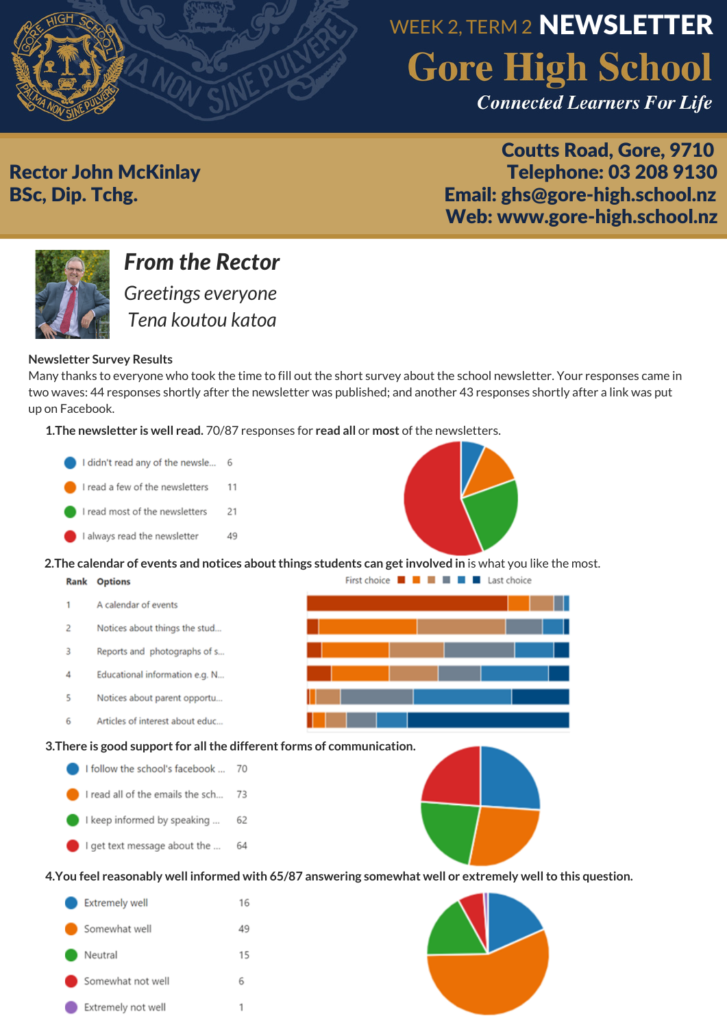WEEK 2, TERM 2 **NEWSLETTER**

# Gore High School

*Connected Learners For Life*

**Rector John McKinlay**
**BSc, Dip. Tchg.**

**Coutts Road, Gore, 9710**
**Telephone: 03 208 9130**
**Email: ghs@gore-high.school.nz**
**Web: www.gore-high.school.nz**

## *From the Rector*

*Greetings everyone*

*Tena koutou katoa*

**Newsletter Survey Results**

Many thanks to everyone who took the time to fill out the short survey about the school newsletter. Your responses came in two waves: 44 responses shortly after the newsletter was published; and another 43 responses shortly after a link was put up on Facebook.

1. **The newsletter is well read.** 70/87 responses for **read all** or **most** of the newsletters.

| Response | Count |
|---|---|
| I didn't read any of the newsle... | 6 |
| I read a few of the newsletters | 11 |
| I read most of the newsletters | 21 |
| I always read the newsletter | 49 |

2. **The calendar of events and notices about things students can get involved in** is what you like the most.

| Rank | Options |
|---|---|
| 1 | A calendar of events |
| 2 | Notices about things the stud... |
| 3 | Reports and photographs of s... |
| 4 | Educational information e.g. N... |
| 5 | Notices about parent opportu... |
| 6 | Articles of interest about educ... |

3. **There is good support for all the different forms of communication.**

| Response | Count |
|---|---|
| I follow the school's facebook ... | 70 |
| I read all of the emails the sch... | 73 |
| I keep informed by speaking ... | 62 |
| I get text message about the ... | 64 |

4. **You feel reasonably well informed with 65/87 answering somewhat well or extremely well to this question.**

| Response | Count |
|---|---|
| Extremely well | 16 |
| Somewhat well | 49 |
| Neutral | 15 |
| Somewhat not well | 6 |
| Extremely not well | 1 |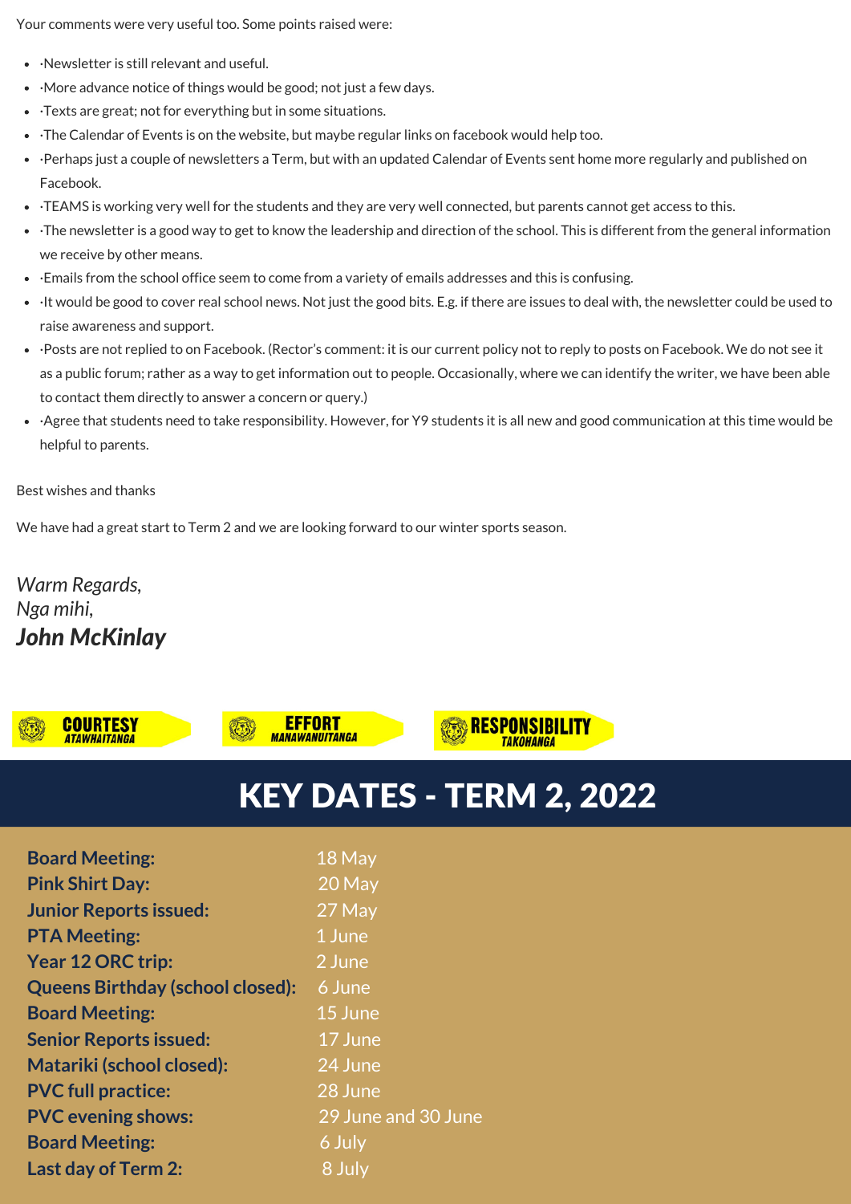Your comments were very useful too. Some points raised were:

- ·Newsletter is still relevant and useful.
- ·More advance notice of things would be good; not just a few days.
- ·Texts are great; not for everything but in some situations.
- ·The Calendar of Events is on the website, but maybe regular links on facebook would help too.
- ·Perhaps just a couple of newsletters a Term, but with an updated Calendar of Events sent home more regularly and published on Facebook.
- ·TEAMS is working very well for the students and they are very well connected, but parents cannot get access to this.
- ·The newsletter is a good way to get to know the leadership and direction of the school. This is different from the general information we receive by other means.
- ·Emails from the school office seem to come from a variety of emails addresses and this is confusing.
- ·It would be good to cover real school news. Not just the good bits. E.g. if there are issues to deal with, the newsletter could be used to raise awareness and support.
- ·Posts are not replied to on Facebook. (Rector's comment: it is our current policy not to reply to posts on Facebook. We do not see it as a public forum; rather as a way to get information out to people. Occasionally, where we can identify the writer, we have been able to contact them directly to answer a concern or query.)
- ·Agree that students need to take responsibility. However, for Y9 students it is all new and good communication at this time would be helpful to parents.

Best wishes and thanks

We have had a great start to Term 2 and we are looking forward to our winter sports season.

*Warm Regards,*
*Nga mihi,*
***John McKinlay***

**COURTESY** *ATAWHAITANGA* **EFFORT** *MANAWANUITANGA* **RESPONSIBILITY** *TAKOHANGA*

# KEY DATES - TERM 2, 2022

| | |
|---|---|
| **Board Meeting:** | 18 May |
| **Pink Shirt Day:** | 20 May |
| **Junior Reports issued:** | 27 May |
| **PTA Meeting:** | 1 June |
| **Year 12 ORC trip:** | 2 June |
| **Queens Birthday (school closed):** | 6 June |
| **Board Meeting:** | 15 June |
| **Senior Reports issued:** | 17 June |
| **Matariki (school closed):** | 24 June |
| **PVC full practice:** | 28 June |
| **PVC evening shows:** | 29 June and 30 June |
| **Board Meeting:** | 6 July |
| **Last day of Term 2:** | 8 July |